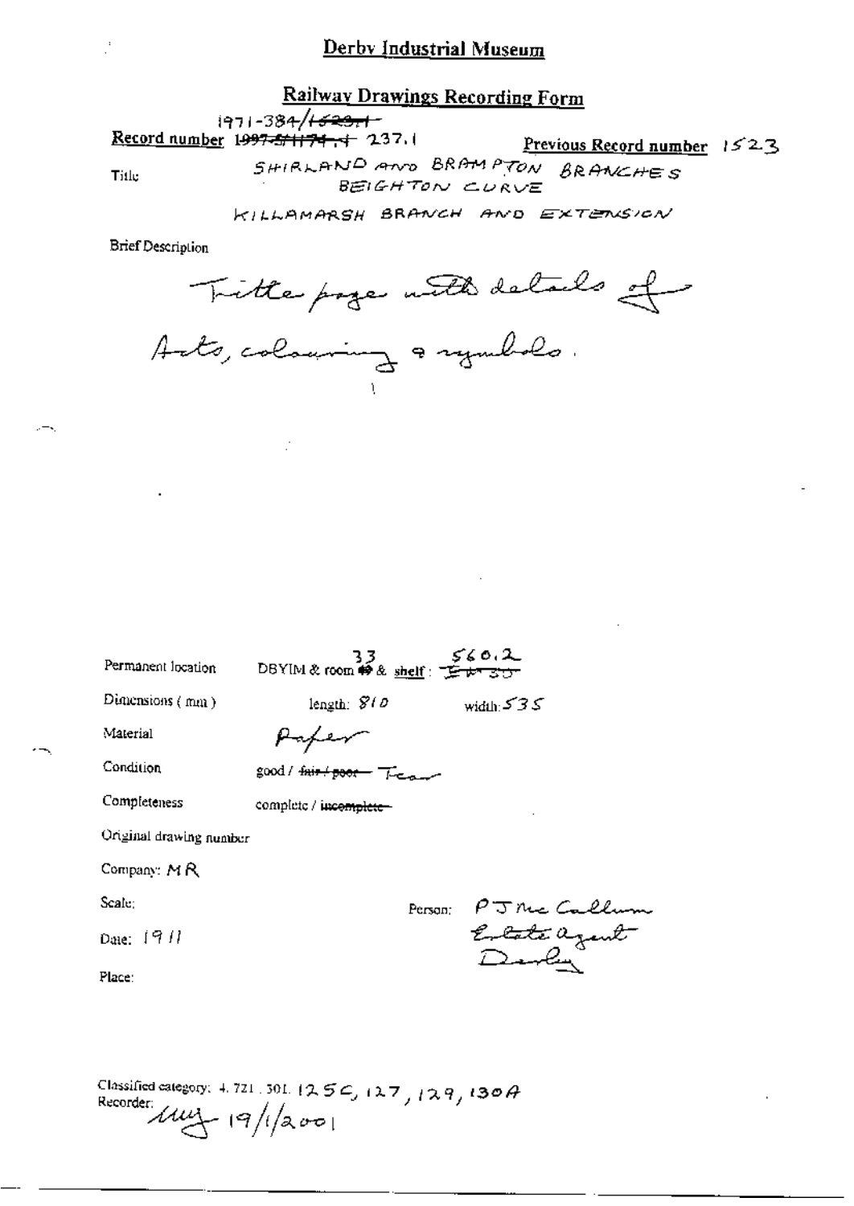# Derby Industrial Museum

## Railway Drawings Recording Form

**Record number** 1971-384/~~1523/1~~ ~~1997-5/1174.1~~ 237.1

**Previous Record number** 1523

Title: SHIRLAND AND BRAMPTON BRANCHES
BEIGHTON CURVE
KILLAMARSH BRANCH AND EXTENSION

Brief Description

Title page with details of Acts, colouring & symbols.

Permanent location: DBYIM & room 33 ~~49~~ & shelf: 560.2 ~~E W 30~~

Dimensions (mm): length: 810 width: 535

Material: Paper

Condition: good / ~~fair / poor~~ Tear

Completeness: complete / ~~incomplete~~

Original drawing number

Company: MR

Scale:

Date: 1911

Place:

Person: PJ McCallum
Estate agent
Derby

Classified category: 4. 721. 301. 125C, 127, 129, 130A

Recorder: Muy 19/1/2001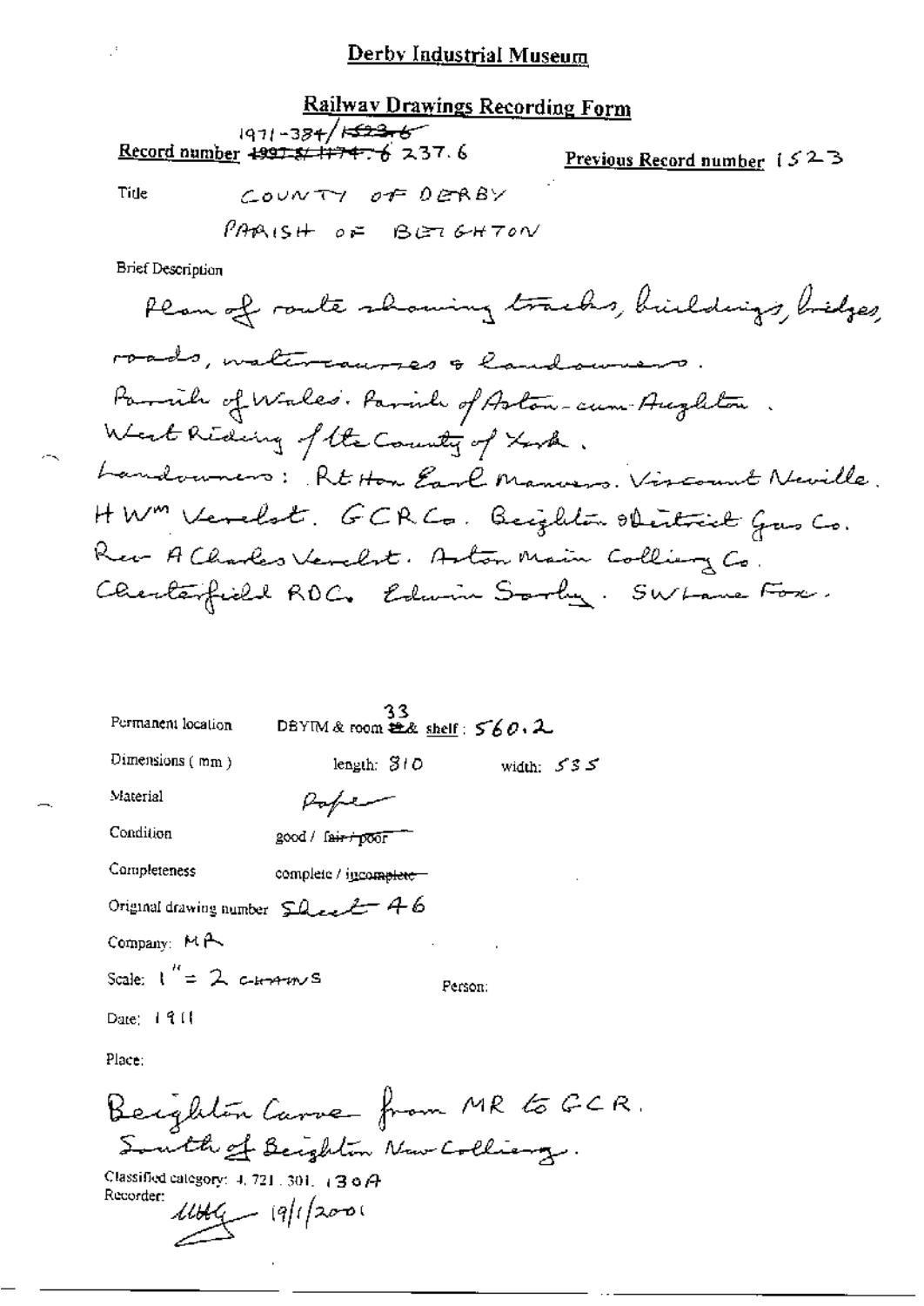## Derby Industrial Museum

### Railway Drawings Recording Form

**Record number** ~~1997-5/1174.6~~ 1971-384/~~1523.6~~ 237.6

**Previous Record number** 1523

**Title** COUNTY OF DERBY
PARISH OF BEIGHTON

**Brief Description**

Plan of route showing tracks, buildings, bridges, roads, watercourses & landowners.
Parish of Wales. Parish of Aston-cum-Aughton.
West Riding of the County of York.
Landowners: Rt Hon Earl Manvers. Viscount Neville.
H Wm Verelst. GCR Co. Beighton & District Gas Co.
Rev A Charles Verelst. Aston Main Colliery Co.
Chesterfield RDC. Edwin Sorby. SW Lane Fox.

**Permanent location** DBYIM & room ~~32~~ 33 & shelf: 560.2

**Dimensions (mm)** length: 810 width: 535

**Material** Paper

**Condition** good / ~~fair / poor~~

**Completeness** complete / ~~incomplete~~

**Original drawing number** Sheet 46

**Company:** MR

**Scale:** 1" = 2 chains

**Person:**

**Date:** 1911

**Place:**

Beighton Curve from MR to GCR.
South of Beighton New Colliery.

**Classified category:** 4.721.301.130A

**Recorder:** MHG 19/1/2001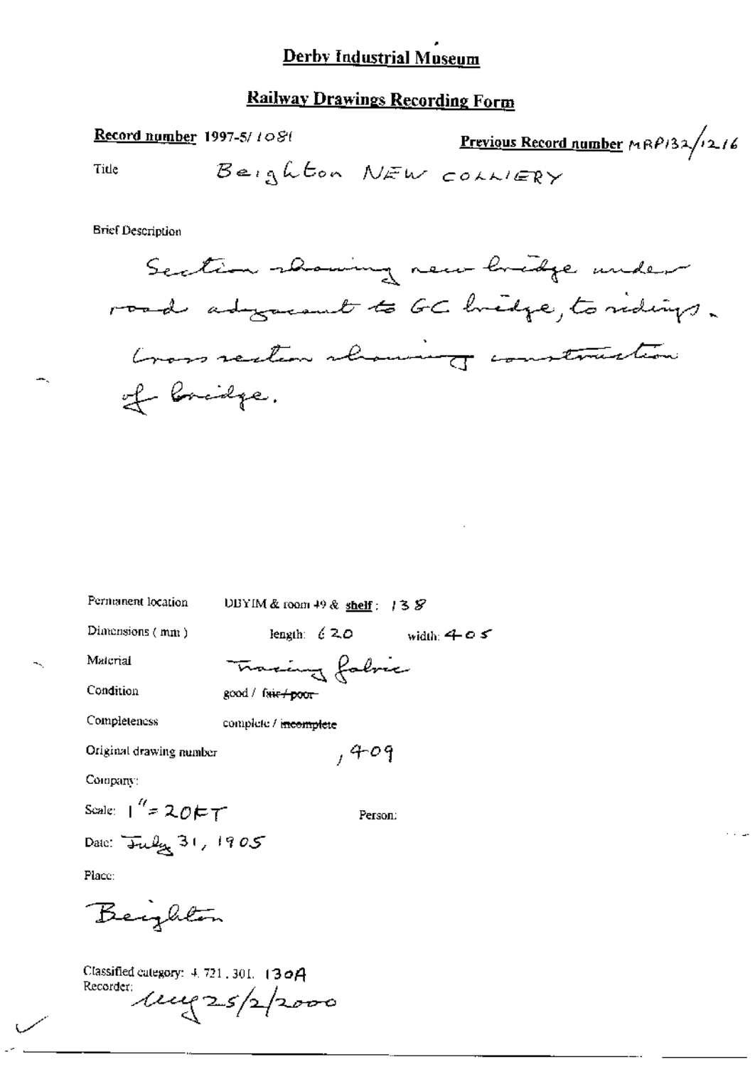# Derby Industrial Museum

## Railway Drawings Recording Form

**Record number** 1997-5/1081

**Previous Record number** MRP132/12/16

Title: Beighton NEW COLLIERY

Brief Description

Section showing new bridge under road adjacent to GC bridge, to sidings. Cross section showing construction of bridge.

Permanent location: DBYIM & room 49 & **shelf**: 138

Dimensions (mm): length: 620 width: 405

Material: Tracing fabric

Condition: good / ~~fair / poor~~

Completeness: complete / ~~incomplete~~

Original drawing number: , 409

Company:

Scale: 1" = 20FT

Person:

Date: July 31, 1905

Place:

Beighton

Classified category: 4. 721. 301. 130A

Recorder: ueg 25/2/2000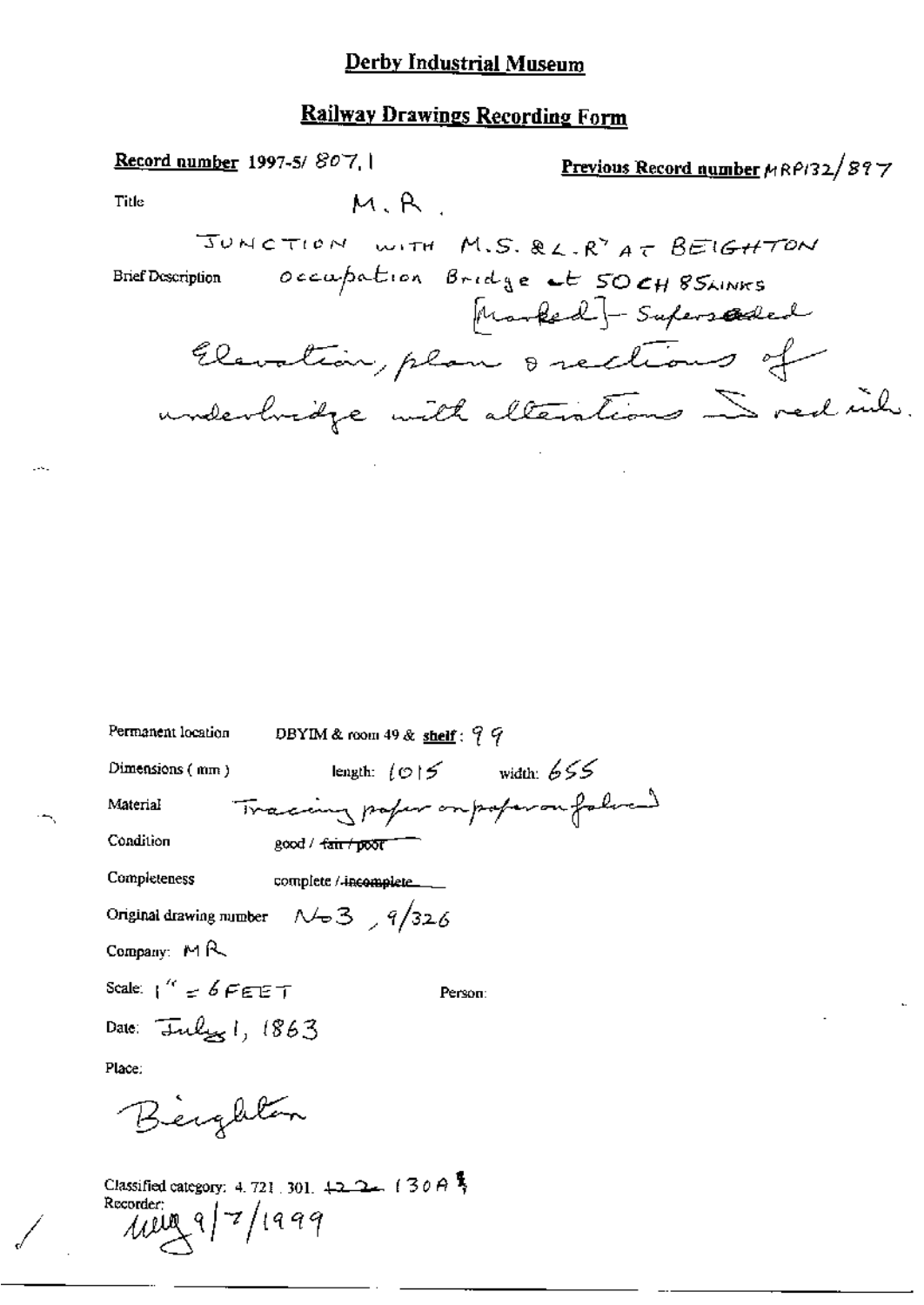# Derby Industrial Museum

## Railway Drawings Recording Form

**Record number** 1997-5/ 807.1

**Previous Record number** MRP132/897

Title: M.R.

JUNCTION WITH M.S.&L.R^Y AT BEIGHTON

Brief Description: Occupation Bridge at 50CH 85LINKS [Marked] - Superseded

Elevation, plan & sections of underbridge with alterations in red ink.

Permanent location: DBYIM & room 49 & **shelf**: 99

Dimensions (mm): length: 1015 width: 655

Material: Tracing paper on paper on fabric

Condition: good / ~~fair / poor~~

Completeness: complete / ~~incomplete~~

Original drawing number: No3, 9/326

Company: MR

Scale: 1" = 6 FEET

Person:

Date: July 1, 1863

Place:

Beighton

Classified category: 4.721.301. ~~122~~ 130A

Recorder: MEG 9/7/1999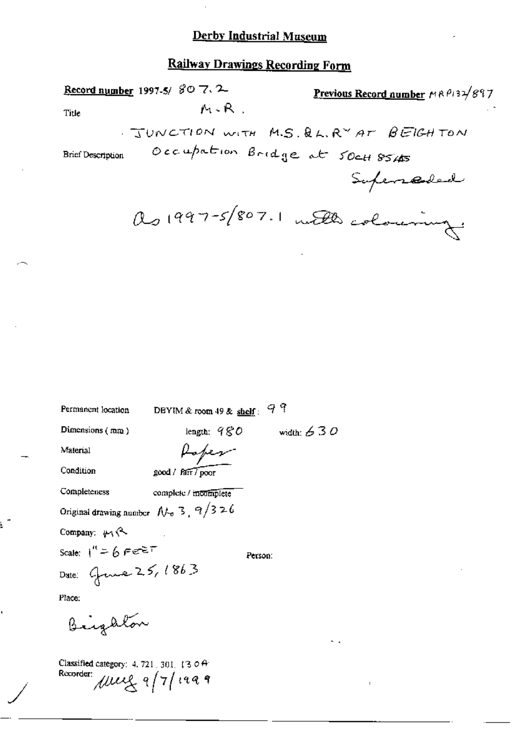# Derby Industrial Museum

## Railway Drawings Recording Form

**Record number** 1997-5/ 807.2

**Previous Record number** MRP132/897

Title: M.R.

JUNCTION WITH M.S.&L.R$^{Y}$ AT BEIGHTON

Brief Description: Occupation Bridge at 50CH 85LBS

Superseded

As 1997-5/807.1 with colouring.

Permanent location: DBYIM & room 49 & shelf: 99

Dimensions (mm): length: 980 width: 630

Material: Paper

Condition: good / fair / poor

Completeness: complete / incomplete

Original drawing number: No 3, 9/326

Company: MR

Scale: 1" = 6 FEET

Person:

Date: June 25, 1863

Place:

Beighton

Classified category: 4.721.301.130A

Recorder: MMG 9/7/1999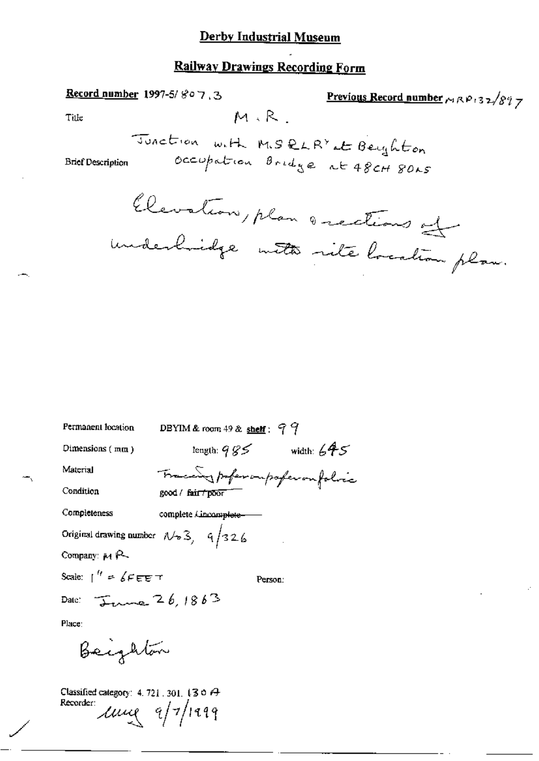# Derby Industrial Museum

## Railway Drawings Recording Form

**Record number** 1997-5/807.3

**Previous Record number** MRP132/897

Title: M.R.

Brief Description: Junction with M.S&L.Ry at Beighton Occupation Bridge at 48CH 80LS

Elevation, plan & sections of underbridge with site location plan.

Permanent location: DBYIM & room 49 & **shelf**: 99

Dimensions (mm): length: 985 width: 645

Material: Tracing paper on paper on fabric

Condition: good / ~~fair / poor~~

Completeness: complete / ~~incomplete~~

Original drawing number: No 3, 9/326

Company: MR

Scale: 1" = 6FEET

Person:

Date: June 26, 1863

Place:

Beighton

Classified category: 4.721.301.130A

Recorder: 9/7/1999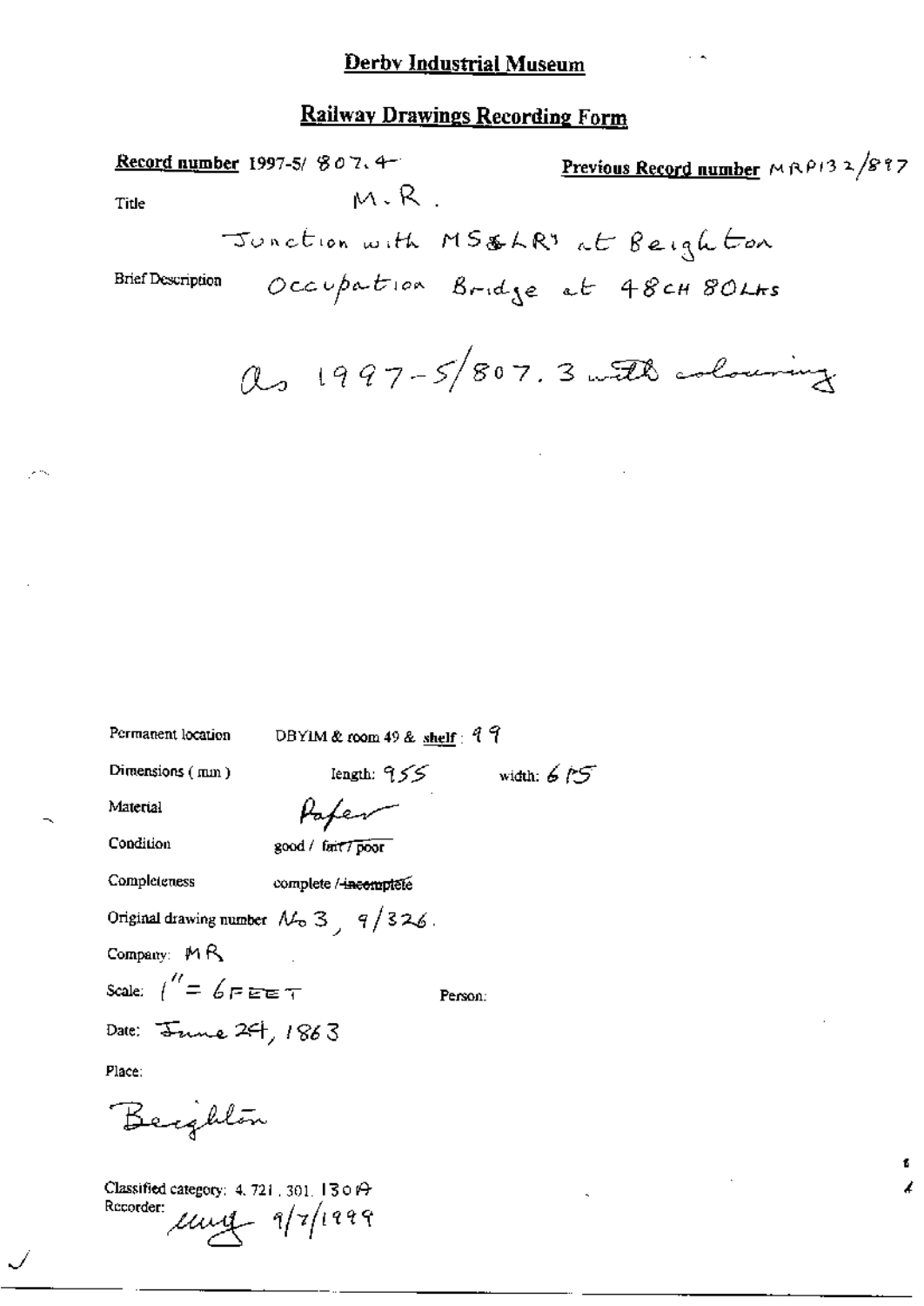## Derby Industrial Museum

## Railway Drawings Recording Form

**Record number** 1997-5/ 807.4 **Previous Record number** MRP132/897

Title M.R.

Junction with MS&LRy at Beighton

Brief Description Occupation Bridge at 48CH 80Lks

As 1997-5/807.3 with colouring

Permanent location DBYIM & room 49 & **shelf**: 99

Dimensions (mm) length: 955 width: 615

Material Paper

Condition good / ~~fair / poor~~

Completeness complete / ~~incomplete~~

Original drawing number No 3, 9/326.

Company: MR

Scale: 1" = 6 FEET Person:

Date: June 24, 1863

Place:

Beighton

Classified category: 4.721.301.130A

Recorder: [signature] 9/7/1999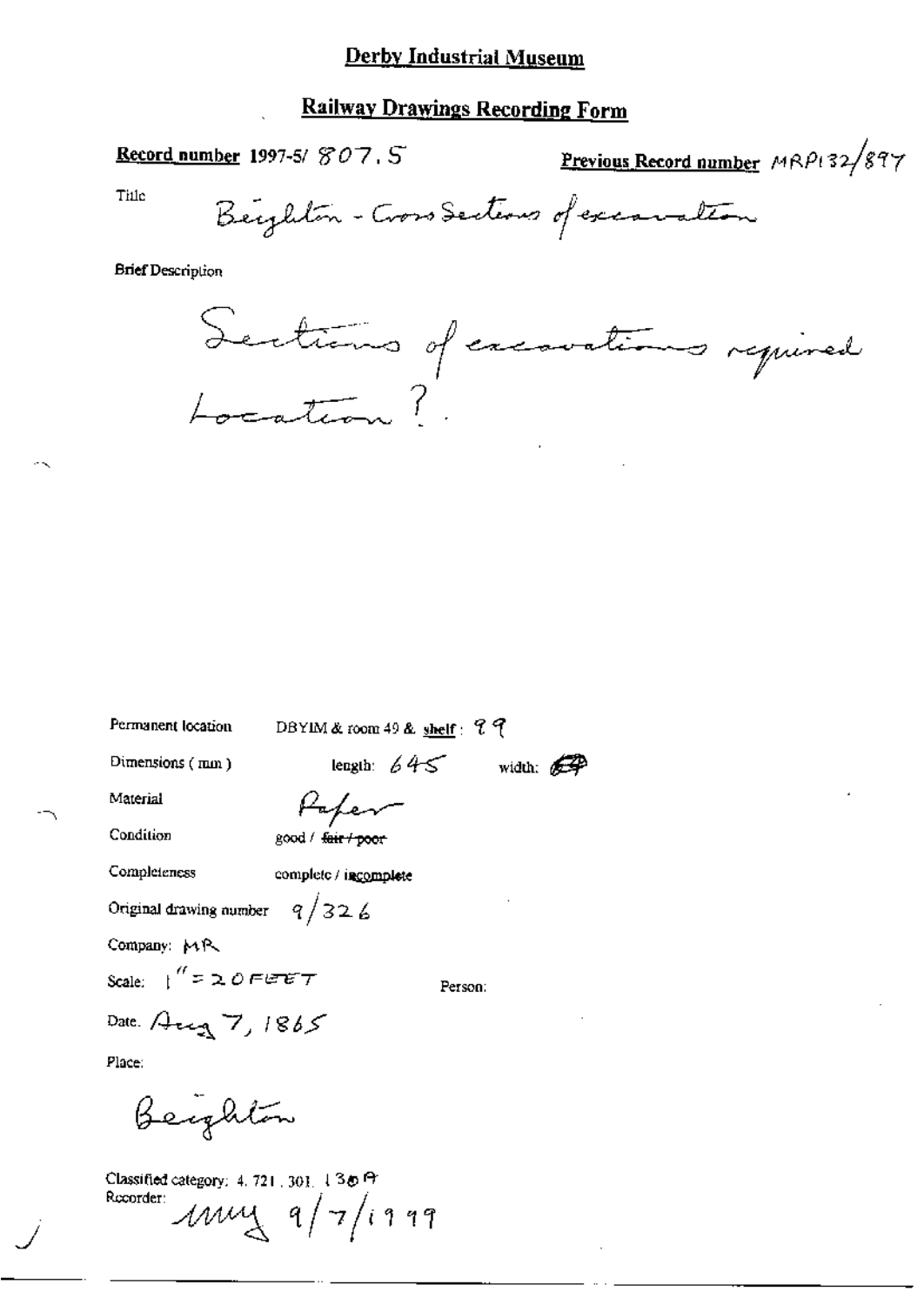# Derby Industrial Museum

## Railway Drawings Recording Form

**Record number** 1997-5/ 807.5

**Previous Record number** MRP132/897

Title: Beighton - Cross Sections of excavation

Brief Description

Sections of excavations required
Location?.

Permanent location: DBYIM & room 49 & shelf: 99

Dimensions (mm): length: 645 width: 

Material: Paper

Condition: good / ~~fair / poor~~

Completeness: complete / incomplete

Original drawing number: 9/326

Company: MR

Scale: 1" = 20 FEET

Person:

Date. Aug 7, 1865

Place:

Beighton

Classified category: 4.721.301.130A

Recorder: mmy 9/7/1999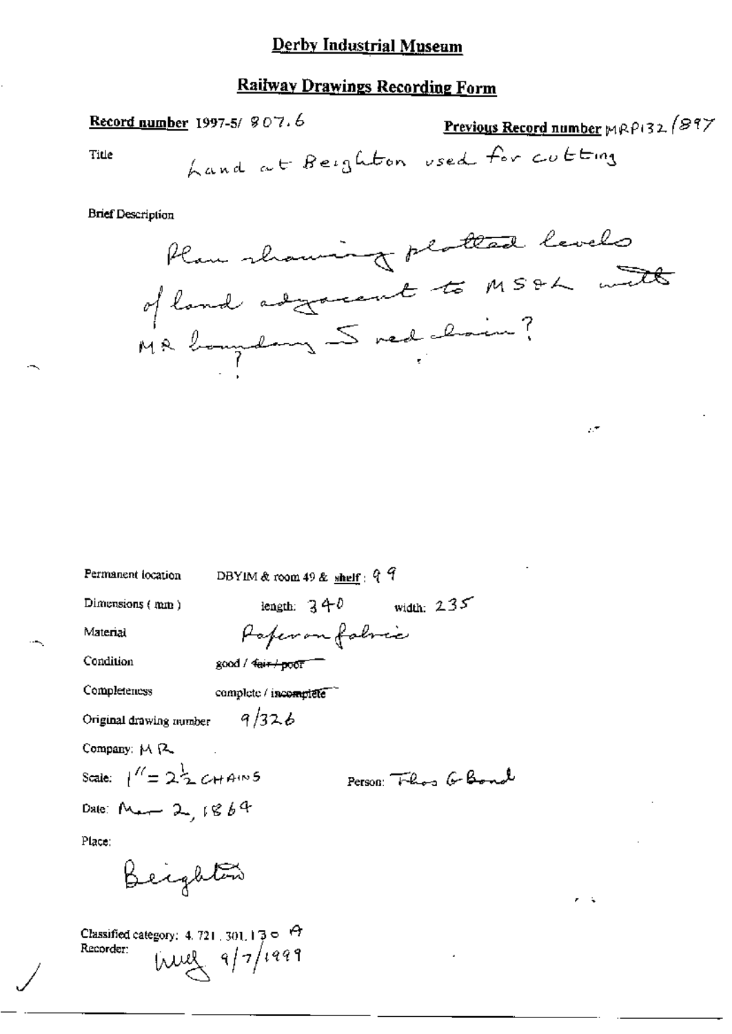# Derby Industrial Museum

## Railway Drawings Recording Form

**Record number** 1997-5/ 807.6

**Previous Record number** MRP132/897

Title: Land at Beighton used for cutting

Brief Description

Plan showing plotted levels of land adjacent to MS&L with MR boundary 5 red chain?

Permanent location: DBYIM & room 49 & shelf: 99

Dimensions (mm): length: 340 width: 235

Material: Paper on fabric

Condition: good / ~~fair / poor~~

Completeness: complete / ~~incomplete~~

Original drawing number: 9/326

Company: MR

Scale: 1" = 2½ CHAINS

Person: Thos G Bond

Date: Mar 2, 1864

Place:

Beighton

Classified category: 4. 721. 301. 130 A

Recorder: [signature] 9/7/1999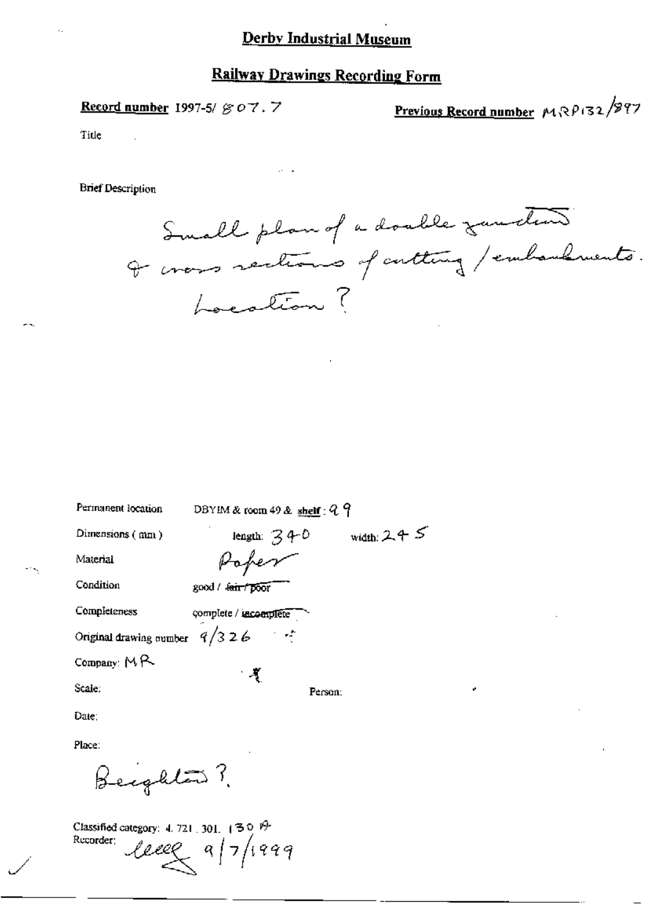# Derby Industrial Museum

## Railway Drawings Recording Form

**Record number** 1997-5/ 807.7

**Previous Record number** MRP132/897

Title

Brief Description

Small plan of a double junction & cross sections of cutting / embankments. Location?

Permanent location: DBYIM & room 49 & **shelf**: 99

Dimensions (mm): length: 340 width: 245

Material: Paper

Condition: good / ~~fair / poor~~

Completeness: complete / ~~incomplete~~

Original drawing number: 9/326

Company: MR

Scale:

Person:

Date:

Place:

Beighton?

Classified category: 4. 721. 301. 130 A

Recorder: 9/7/1999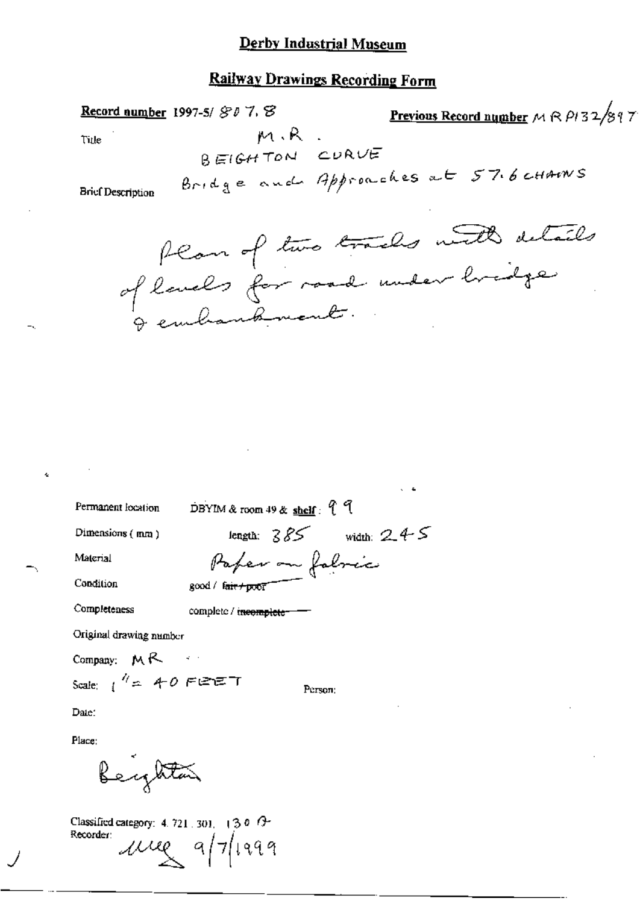# Derby Industrial Museum

## Railway Drawings Recording Form

**Record number** 1997-5/ 807. 8

**Previous Record number** MR P132/897

Title: M.R. BEIGHTON CURVE Bridge and Approaches at 57.6 CHAINS

Brief Description: Plan of two tracks with details of levels for road under bridge & embankment.

Permanent location: DBYIM & room 49 & **shelf**: 99

Dimensions (mm): length: 385 width: 245

Material: Paper on fabric

Condition: good / ~~fair / poor~~

Completeness: complete / ~~incomplete~~

Original drawing number:

Company: MR

Scale: 1" = 40 FEET

Person:

Date:

Place: Beighton

Classified category: 4.721.301, 130 A

Recorder: MLG 9/7/1999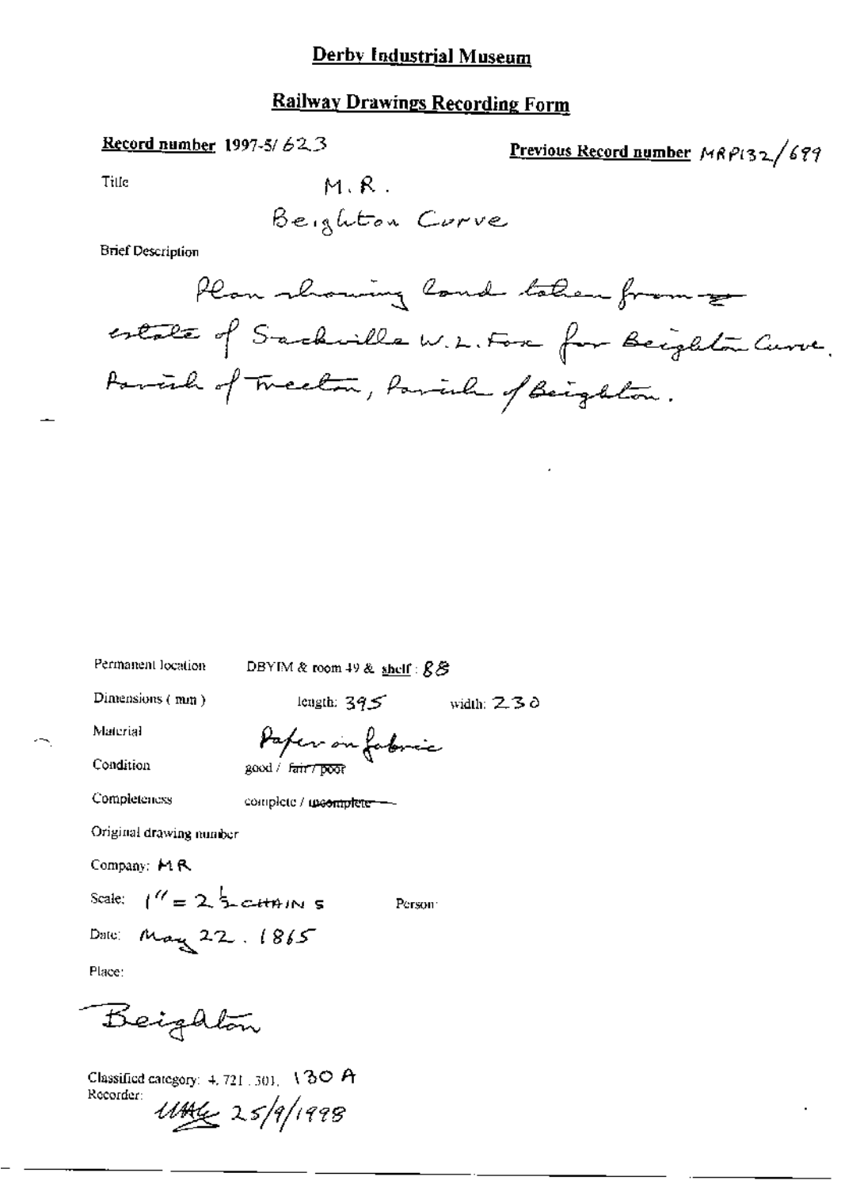# Derby Industrial Museum

## Railway Drawings Recording Form

**Record number** 1997-5/623

**Previous Record number** MRP132/699

Title

M.R.

Beighton Curve

Brief Description

Plan showing land taken from estate of Sackville W. L. Fox for Beighton Curve. Parish of Treeton, Parish of Beighton.

Permanent location DBYIM & room 49 & shelf: 88

Dimensions (mm) length: 395 width: 230

Material Paper on fabric

Condition good / ~~fair / poor~~

Completeness complete / ~~incomplete~~

Original drawing number

Company: MR

Scale: 1" = 2½ CHAINS Person:

Date: May 22. 1865

Place:

Beighton

Classified category: 4. 721. 301. 130 A

Recorder: UMG 25/9/1998